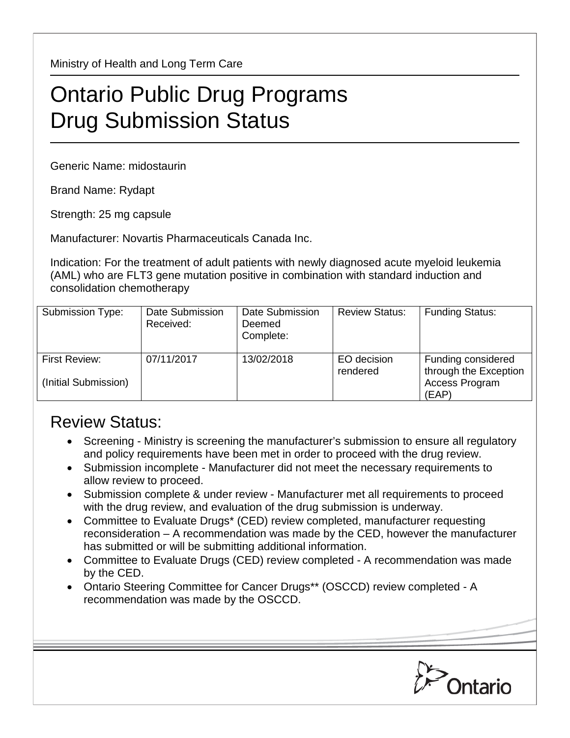Ministry of Health and Long Term Care

# Ontario Public Drug Programs
# Drug Submission Status

Generic Name: midostaurin

Brand Name: Rydapt

Strength: 25 mg capsule

Manufacturer: Novartis Pharmaceuticals Canada Inc.

Indication: For the treatment of adult patients with newly diagnosed acute myeloid leukemia (AML) who are FLT3 gene mutation positive in combination with standard induction and consolidation chemotherapy

| Submission Type: | Date Submission Received: | Date Submission Deemed Complete: | Review Status: | Funding Status: |
|---|---|---|---|---|
| First Review: (Initial Submission) | 07/11/2017 | 13/02/2018 | EO decision rendered | Funding considered through the Exception Access Program (EAP) |

## Review Status:

- Screening - Ministry is screening the manufacturer's submission to ensure all regulatory and policy requirements have been met in order to proceed with the drug review.
- Submission incomplete - Manufacturer did not meet the necessary requirements to allow review to proceed.
- Submission complete & under review - Manufacturer met all requirements to proceed with the drug review, and evaluation of the drug submission is underway.
- Committee to Evaluate Drugs* (CED) review completed, manufacturer requesting reconsideration – A recommendation was made by the CED, however the manufacturer has submitted or will be submitting additional information.
- Committee to Evaluate Drugs (CED) review completed - A recommendation was made by the CED.
- Ontario Steering Committee for Cancer Drugs** (OSCCD) review completed - A recommendation was made by the OSCCD.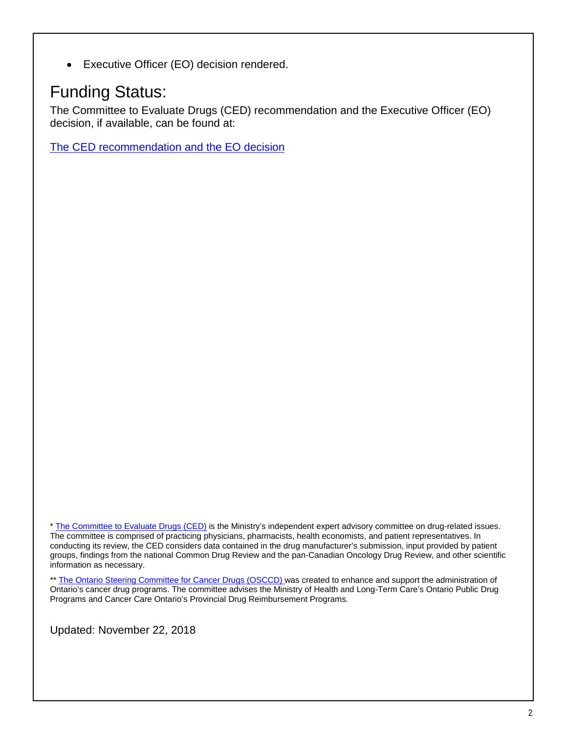- Executive Officer (EO) decision rendered.

# Funding Status:

The Committee to Evaluate Drugs (CED) recommendation and the Executive Officer (EO) decision, if available, can be found at:

The CED recommendation and the EO decision

* The Committee to Evaluate Drugs (CED) is the Ministry's independent expert advisory committee on drug-related issues. The committee is comprised of practicing physicians, pharmacists, health economists, and patient representatives. In conducting its review, the CED considers data contained in the drug manufacturer's submission, input provided by patient groups, findings from the national Common Drug Review and the pan-Canadian Oncology Drug Review, and other scientific information as necessary.

** The Ontario Steering Committee for Cancer Drugs (OSCCD) was created to enhance and support the administration of Ontario's cancer drug programs. The committee advises the Ministry of Health and Long-Term Care's Ontario Public Drug Programs and Cancer Care Ontario's Provincial Drug Reimbursement Programs.

Updated: November 22, 2018